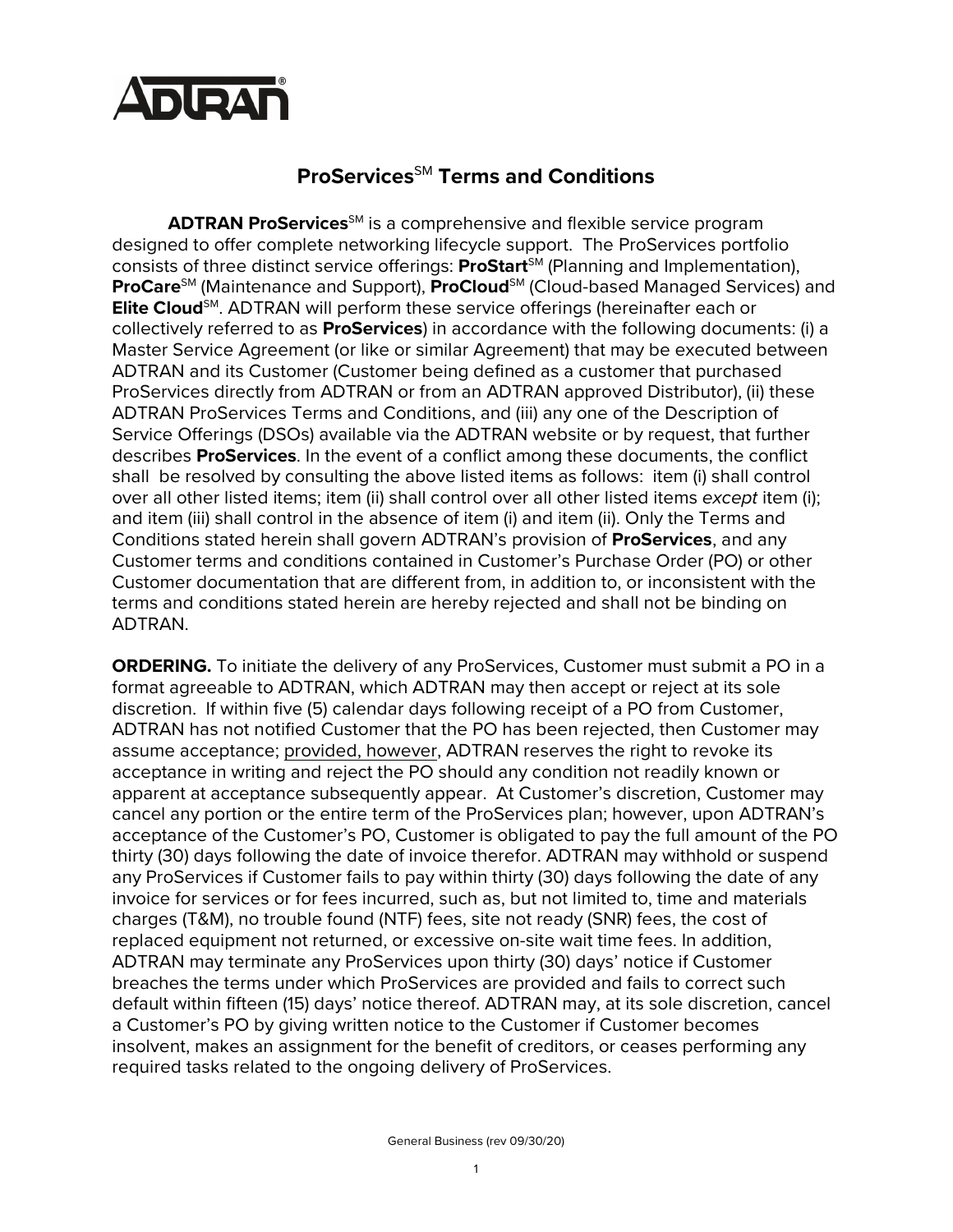# ProServices[SM] Terms and Conditions

**ADTRAN ProServices**[SM] is a comprehensive and flexible service program designed to offer complete networking lifecycle support. The ProServices portfolio consists of three distinct service offerings: **ProStart**[SM] (Planning and Implementation), **ProCare**[SM] (Maintenance and Support), **ProCloud**[SM] (Cloud-based Managed Services) and **Elite Cloud**[SM]. ADTRAN will perform these service offerings (hereinafter each or collectively referred to as **ProServices**) in accordance with the following documents: (i) a Master Service Agreement (or like or similar Agreement) that may be executed between ADTRAN and its Customer (Customer being defined as a customer that purchased ProServices directly from ADTRAN or from an ADTRAN approved Distributor), (ii) these ADTRAN ProServices Terms and Conditions, and (iii) any one of the Description of Service Offerings (DSOs) available via the ADTRAN website or by request, that further describes **ProServices**. In the event of a conflict among these documents, the conflict shall be resolved by consulting the above listed items as follows: item (i) shall control over all other listed items; item (ii) shall control over all other listed items *except* item (i); and item (iii) shall control in the absence of item (i) and item (ii). Only the Terms and Conditions stated herein shall govern ADTRAN's provision of **ProServices**, and any Customer terms and conditions contained in Customer's Purchase Order (PO) or other Customer documentation that are different from, in addition to, or inconsistent with the terms and conditions stated herein are hereby rejected and shall not be binding on ADTRAN.

**ORDERING.** To initiate the delivery of any ProServices, Customer must submit a PO in a format agreeable to ADTRAN, which ADTRAN may then accept or reject at its sole discretion. If within five (5) calendar days following receipt of a PO from Customer, ADTRAN has not notified Customer that the PO has been rejected, then Customer may assume acceptance; provided, however, ADTRAN reserves the right to revoke its acceptance in writing and reject the PO should any condition not readily known or apparent at acceptance subsequently appear. At Customer's discretion, Customer may cancel any portion or the entire term of the ProServices plan; however, upon ADTRAN's acceptance of the Customer's PO, Customer is obligated to pay the full amount of the PO thirty (30) days following the date of invoice therefor. ADTRAN may withhold or suspend any ProServices if Customer fails to pay within thirty (30) days following the date of any invoice for services or for fees incurred, such as, but not limited to, time and materials charges (T&M), no trouble found (NTF) fees, site not ready (SNR) fees, the cost of replaced equipment not returned, or excessive on-site wait time fees. In addition, ADTRAN may terminate any ProServices upon thirty (30) days' notice if Customer breaches the terms under which ProServices are provided and fails to correct such default within fifteen (15) days' notice thereof. ADTRAN may, at its sole discretion, cancel a Customer's PO by giving written notice to the Customer if Customer becomes insolvent, makes an assignment for the benefit of creditors, or ceases performing any required tasks related to the ongoing delivery of ProServices.

General Business (rev 09/30/20)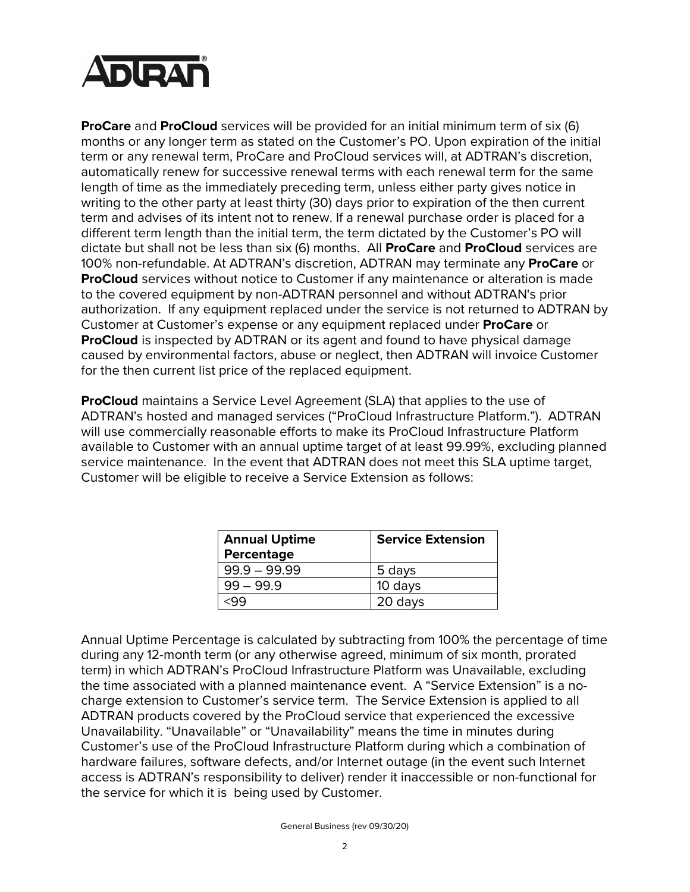**ProCare** and **ProCloud** services will be provided for an initial minimum term of six (6) months or any longer term as stated on the Customer's PO. Upon expiration of the initial term or any renewal term, ProCare and ProCloud services will, at ADTRAN's discretion, automatically renew for successive renewal terms with each renewal term for the same length of time as the immediately preceding term, unless either party gives notice in writing to the other party at least thirty (30) days prior to expiration of the then current term and advises of its intent not to renew. If a renewal purchase order is placed for a different term length than the initial term, the term dictated by the Customer's PO will dictate but shall not be less than six (6) months. All **ProCare** and **ProCloud** services are 100% non-refundable. At ADTRAN's discretion, ADTRAN may terminate any **ProCare** or **ProCloud** services without notice to Customer if any maintenance or alteration is made to the covered equipment by non-ADTRAN personnel and without ADTRAN's prior authorization. If any equipment replaced under the service is not returned to ADTRAN by Customer at Customer's expense or any equipment replaced under **ProCare** or **ProCloud** is inspected by ADTRAN or its agent and found to have physical damage caused by environmental factors, abuse or neglect, then ADTRAN will invoice Customer for the then current list price of the replaced equipment.

**ProCloud** maintains a Service Level Agreement (SLA) that applies to the use of ADTRAN's hosted and managed services ("ProCloud Infrastructure Platform."). ADTRAN will use commercially reasonable efforts to make its ProCloud Infrastructure Platform available to Customer with an annual uptime target of at least 99.99%, excluding planned service maintenance. In the event that ADTRAN does not meet this SLA uptime target, Customer will be eligible to receive a Service Extension as follows:

| Annual Uptime Percentage | Service Extension |
|---|---|
| 99.9 – 99.99 | 5 days |
| 99 – 99.9 | 10 days |
| <99 | 20 days |

Annual Uptime Percentage is calculated by subtracting from 100% the percentage of time during any 12-month term (or any otherwise agreed, minimum of six month, prorated term) in which ADTRAN's ProCloud Infrastructure Platform was Unavailable, excluding the time associated with a planned maintenance event. A "Service Extension" is a no-charge extension to Customer's service term. The Service Extension is applied to all ADTRAN products covered by the ProCloud service that experienced the excessive Unavailability. "Unavailable" or "Unavailability" means the time in minutes during Customer's use of the ProCloud Infrastructure Platform during which a combination of hardware failures, software defects, and/or Internet outage (in the event such Internet access is ADTRAN's responsibility to deliver) render it inaccessible or non-functional for the service for which it is being used by Customer.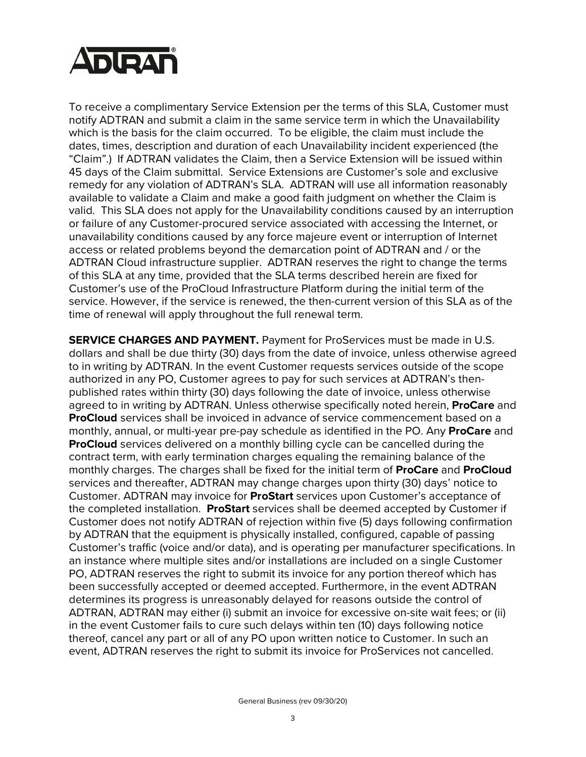To receive a complimentary Service Extension per the terms of this SLA, Customer must notify ADTRAN and submit a claim in the same service term in which the Unavailability which is the basis for the claim occurred. To be eligible, the claim must include the dates, times, description and duration of each Unavailability incident experienced (the "Claim".) If ADTRAN validates the Claim, then a Service Extension will be issued within 45 days of the Claim submittal. Service Extensions are Customer's sole and exclusive remedy for any violation of ADTRAN's SLA. ADTRAN will use all information reasonably available to validate a Claim and make a good faith judgment on whether the Claim is valid. This SLA does not apply for the Unavailability conditions caused by an interruption or failure of any Customer-procured service associated with accessing the Internet, or unavailability conditions caused by any force majeure event or interruption of Internet access or related problems beyond the demarcation point of ADTRAN and / or the ADTRAN Cloud infrastructure supplier. ADTRAN reserves the right to change the terms of this SLA at any time, provided that the SLA terms described herein are fixed for Customer's use of the ProCloud Infrastructure Platform during the initial term of the service. However, if the service is renewed, the then-current version of this SLA as of the time of renewal will apply throughout the full renewal term.

**SERVICE CHARGES AND PAYMENT.** Payment for ProServices must be made in U.S. dollars and shall be due thirty (30) days from the date of invoice, unless otherwise agreed to in writing by ADTRAN. In the event Customer requests services outside of the scope authorized in any PO, Customer agrees to pay for such services at ADTRAN's then-published rates within thirty (30) days following the date of invoice, unless otherwise agreed to in writing by ADTRAN. Unless otherwise specifically noted herein, **ProCare** and **ProCloud** services shall be invoiced in advance of service commencement based on a monthly, annual, or multi-year pre-pay schedule as identified in the PO. Any **ProCare** and **ProCloud** services delivered on a monthly billing cycle can be cancelled during the contract term, with early termination charges equaling the remaining balance of the monthly charges. The charges shall be fixed for the initial term of **ProCare** and **ProCloud** services and thereafter, ADTRAN may change charges upon thirty (30) days' notice to Customer. ADTRAN may invoice for **ProStart** services upon Customer's acceptance of the completed installation. **ProStart** services shall be deemed accepted by Customer if Customer does not notify ADTRAN of rejection within five (5) days following confirmation by ADTRAN that the equipment is physically installed, configured, capable of passing Customer's traffic (voice and/or data), and is operating per manufacturer specifications. In an instance where multiple sites and/or installations are included on a single Customer PO, ADTRAN reserves the right to submit its invoice for any portion thereof which has been successfully accepted or deemed accepted. Furthermore, in the event ADTRAN determines its progress is unreasonably delayed for reasons outside the control of ADTRAN, ADTRAN may either (i) submit an invoice for excessive on-site wait fees; or (ii) in the event Customer fails to cure such delays within ten (10) days following notice thereof, cancel any part or all of any PO upon written notice to Customer. In such an event, ADTRAN reserves the right to submit its invoice for ProServices not cancelled.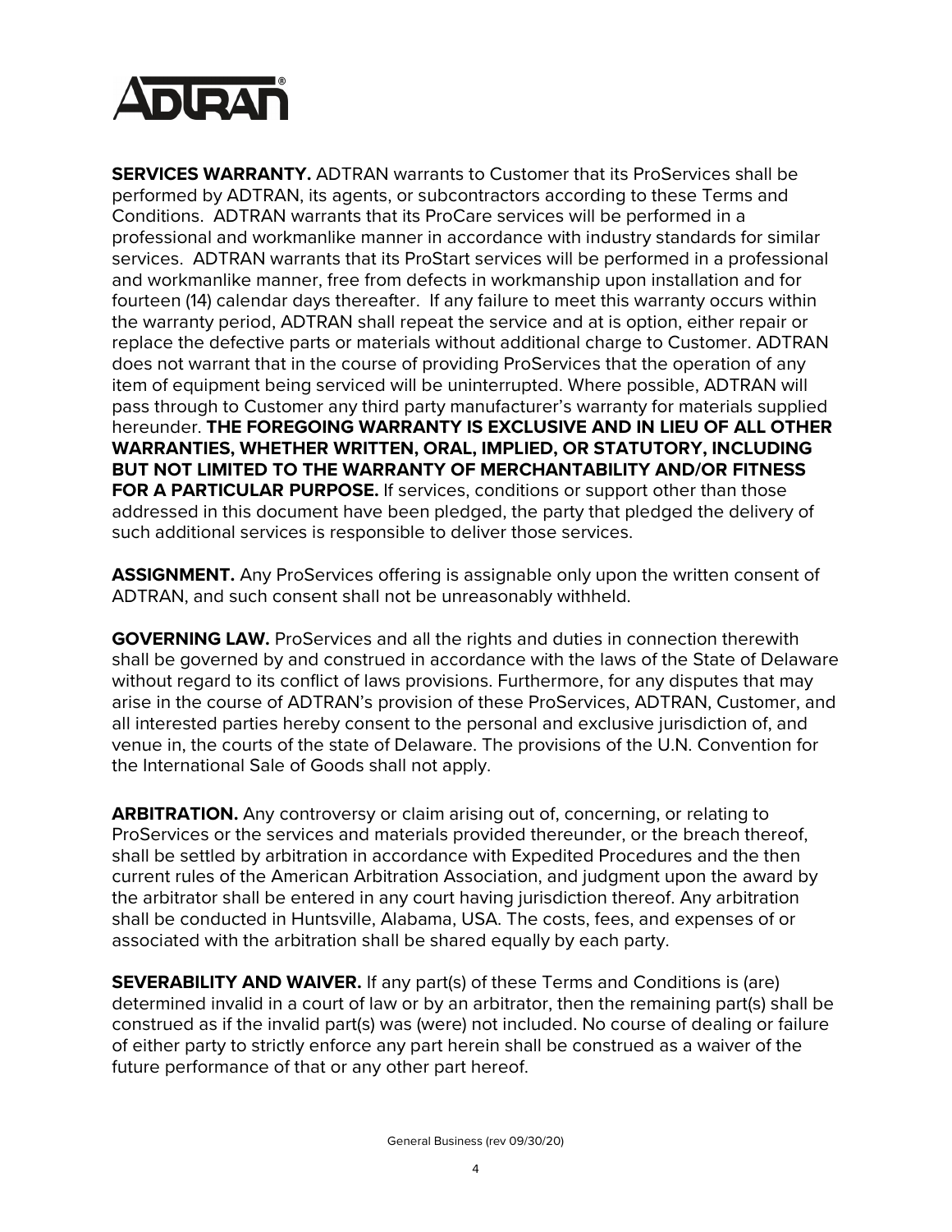**SERVICES WARRANTY.** ADTRAN warrants to Customer that its ProServices shall be performed by ADTRAN, its agents, or subcontractors according to these Terms and Conditions. ADTRAN warrants that its ProCare services will be performed in a professional and workmanlike manner in accordance with industry standards for similar services. ADTRAN warrants that its ProStart services will be performed in a professional and workmanlike manner, free from defects in workmanship upon installation and for fourteen (14) calendar days thereafter. If any failure to meet this warranty occurs within the warranty period, ADTRAN shall repeat the service and at is option, either repair or replace the defective parts or materials without additional charge to Customer. ADTRAN does not warrant that in the course of providing ProServices that the operation of any item of equipment being serviced will be uninterrupted. Where possible, ADTRAN will pass through to Customer any third party manufacturer's warranty for materials supplied hereunder. **THE FOREGOING WARRANTY IS EXCLUSIVE AND IN LIEU OF ALL OTHER WARRANTIES, WHETHER WRITTEN, ORAL, IMPLIED, OR STATUTORY, INCLUDING BUT NOT LIMITED TO THE WARRANTY OF MERCHANTABILITY AND/OR FITNESS FOR A PARTICULAR PURPOSE.** If services, conditions or support other than those addressed in this document have been pledged, the party that pledged the delivery of such additional services is responsible to deliver those services.

**ASSIGNMENT.** Any ProServices offering is assignable only upon the written consent of ADTRAN, and such consent shall not be unreasonably withheld.

**GOVERNING LAW.** ProServices and all the rights and duties in connection therewith shall be governed by and construed in accordance with the laws of the State of Delaware without regard to its conflict of laws provisions. Furthermore, for any disputes that may arise in the course of ADTRAN's provision of these ProServices, ADTRAN, Customer, and all interested parties hereby consent to the personal and exclusive jurisdiction of, and venue in, the courts of the state of Delaware. The provisions of the U.N. Convention for the International Sale of Goods shall not apply.

**ARBITRATION.** Any controversy or claim arising out of, concerning, or relating to ProServices or the services and materials provided thereunder, or the breach thereof, shall be settled by arbitration in accordance with Expedited Procedures and the then current rules of the American Arbitration Association, and judgment upon the award by the arbitrator shall be entered in any court having jurisdiction thereof. Any arbitration shall be conducted in Huntsville, Alabama, USA. The costs, fees, and expenses of or associated with the arbitration shall be shared equally by each party.

**SEVERABILITY AND WAIVER.** If any part(s) of these Terms and Conditions is (are) determined invalid in a court of law or by an arbitrator, then the remaining part(s) shall be construed as if the invalid part(s) was (were) not included. No course of dealing or failure of either party to strictly enforce any part herein shall be construed as a waiver of the future performance of that or any other part hereof.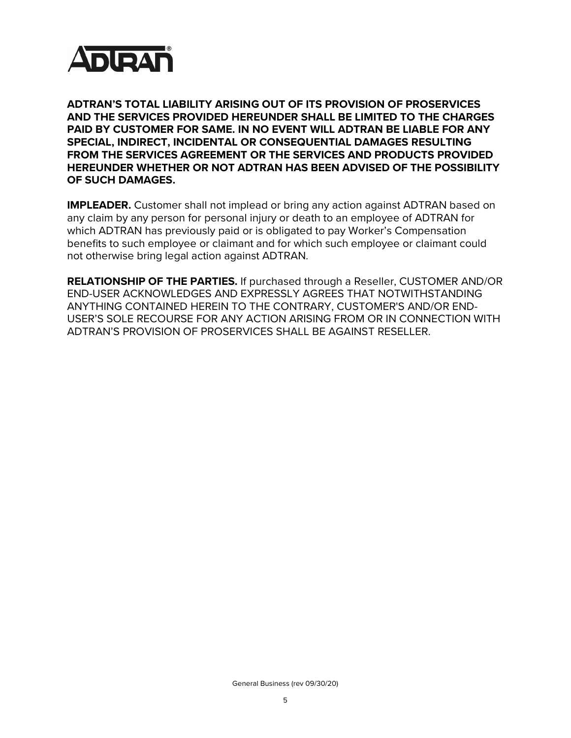**ADTRAN'S TOTAL LIABILITY ARISING OUT OF ITS PROVISION OF PROSERVICES AND THE SERVICES PROVIDED HEREUNDER SHALL BE LIMITED TO THE CHARGES PAID BY CUSTOMER FOR SAME. IN NO EVENT WILL ADTRAN BE LIABLE FOR ANY SPECIAL, INDIRECT, INCIDENTAL OR CONSEQUENTIAL DAMAGES RESULTING FROM THE SERVICES AGREEMENT OR THE SERVICES AND PRODUCTS PROVIDED HEREUNDER WHETHER OR NOT ADTRAN HAS BEEN ADVISED OF THE POSSIBILITY OF SUCH DAMAGES.**

**IMPLEADER.** Customer shall not implead or bring any action against ADTRAN based on any claim by any person for personal injury or death to an employee of ADTRAN for which ADTRAN has previously paid or is obligated to pay Worker's Compensation benefits to such employee or claimant and for which such employee or claimant could not otherwise bring legal action against ADTRAN.

**RELATIONSHIP OF THE PARTIES.** If purchased through a Reseller, CUSTOMER AND/OR END-USER ACKNOWLEDGES AND EXPRESSLY AGREES THAT NOTWITHSTANDING ANYTHING CONTAINED HEREIN TO THE CONTRARY, CUSTOMER'S AND/OR END-USER'S SOLE RECOURSE FOR ANY ACTION ARISING FROM OR IN CONNECTION WITH ADTRAN'S PROVISION OF PROSERVICES SHALL BE AGAINST RESELLER.